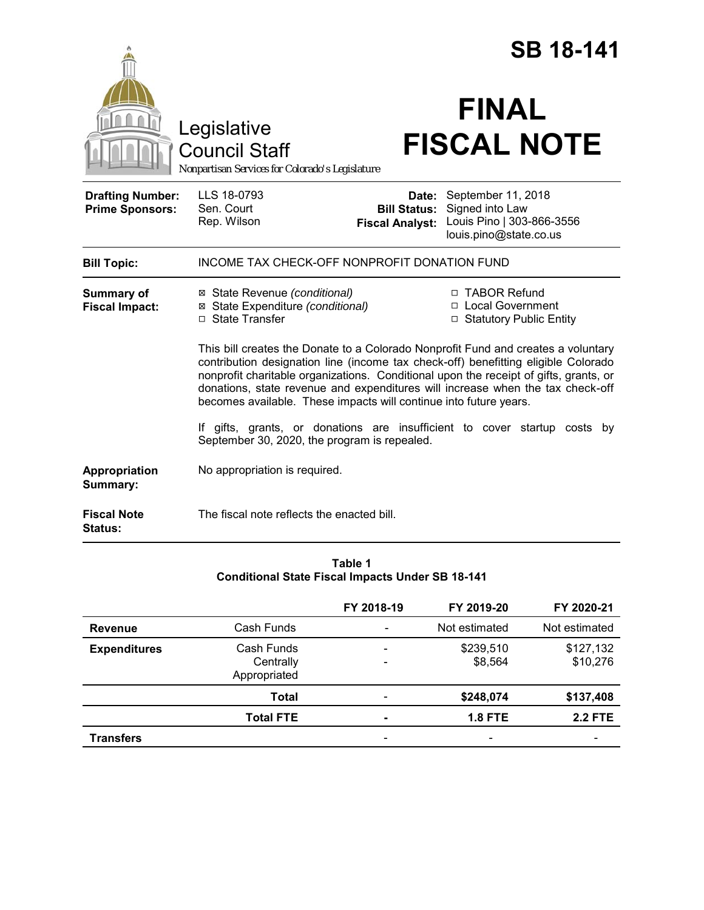# SB 18-141

Legislative Council Staff

*Nonpartisan Services for Colorado's Legislature*

# FINAL FISCAL NOTE

| | | | |
|---|---|---|---|
| **Drafting Number:** | LLS 18-0793 | **Date:** | September 11, 2018 |
| **Prime Sponsors:** | Sen. Court<br>Rep. Wilson | **Bill Status:** | Signed into Law |
| | | **Fiscal Analyst:** | Louis Pino \| 303-866-3556<br>louis.pino@state.co.us |

**Bill Topic:** INCOME TAX CHECK-OFF NONPROFIT DONATION FUND

**Summary of Fiscal Impact:**

- ☒ State Revenue *(conditional)*
- ☒ State Expenditure *(conditional)*
- ☐ State Transfer
- ☐ TABOR Refund
- ☐ Local Government
- ☐ Statutory Public Entity

This bill creates the Donate to a Colorado Nonprofit Fund and creates a voluntary contribution designation line (income tax check-off) benefitting eligible Colorado nonprofit charitable organizations. Conditional upon the receipt of gifts, grants, or donations, state revenue and expenditures will increase when the tax check-off becomes available. These impacts will continue into future years.

If gifts, grants, or donations are insufficient to cover startup costs by September 30, 2020, the program is repealed.

**Appropriation Summary:** No appropriation is required.

**Fiscal Note Status:** The fiscal note reflects the enacted bill.

**Table 1**
**Conditional State Fiscal Impacts Under SB 18-141**

| | | FY 2018-19 | FY 2019-20 | FY 2020-21 |
|---|---|---|---|---|
| **Revenue** | Cash Funds | - | Not estimated | Not estimated |
| **Expenditures** | Cash Funds<br>Centrally Appropriated | -<br>- | $239,510<br>$8,564 | $127,132<br>$10,276 |
| | **Total** | - | **$248,074** | **$137,408** |
| | **Total FTE** | **-** | **1.8 FTE** | **2.2 FTE** |
| **Transfers** | | - | - | - |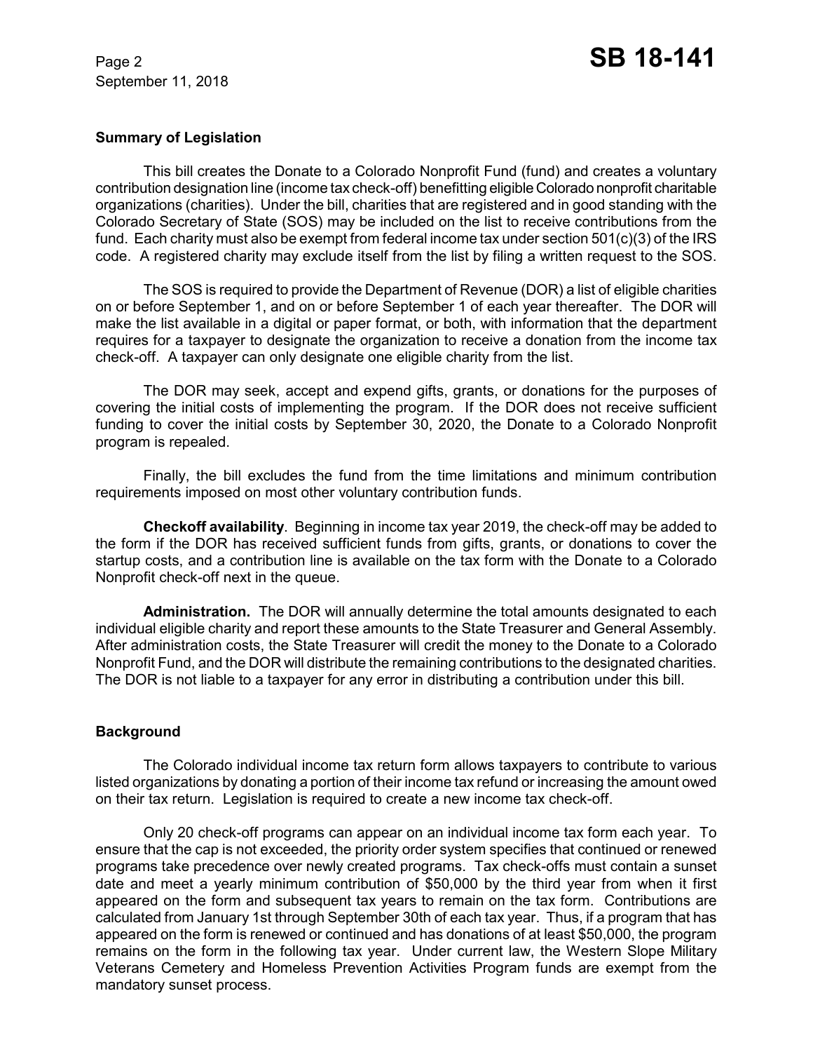## Summary of Legislation

This bill creates the Donate to a Colorado Nonprofit Fund (fund) and creates a voluntary contribution designation line (income tax check-off) benefitting eligible Colorado nonprofit charitable organizations (charities). Under the bill, charities that are registered and in good standing with the Colorado Secretary of State (SOS) may be included on the list to receive contributions from the fund. Each charity must also be exempt from federal income tax under section 501(c)(3) of the IRS code. A registered charity may exclude itself from the list by filing a written request to the SOS.

The SOS is required to provide the Department of Revenue (DOR) a list of eligible charities on or before September 1, and on or before September 1 of each year thereafter. The DOR will make the list available in a digital or paper format, or both, with information that the department requires for a taxpayer to designate the organization to receive a donation from the income tax check-off. A taxpayer can only designate one eligible charity from the list.

The DOR may seek, accept and expend gifts, grants, or donations for the purposes of covering the initial costs of implementing the program. If the DOR does not receive sufficient funding to cover the initial costs by September 30, 2020, the Donate to a Colorado Nonprofit program is repealed.

Finally, the bill excludes the fund from the time limitations and minimum contribution requirements imposed on most other voluntary contribution funds.

**Checkoff availability**. Beginning in income tax year 2019, the check-off may be added to the form if the DOR has received sufficient funds from gifts, grants, or donations to cover the startup costs, and a contribution line is available on the tax form with the Donate to a Colorado Nonprofit check-off next in the queue.

**Administration.** The DOR will annually determine the total amounts designated to each individual eligible charity and report these amounts to the State Treasurer and General Assembly. After administration costs, the State Treasurer will credit the money to the Donate to a Colorado Nonprofit Fund, and the DOR will distribute the remaining contributions to the designated charities. The DOR is not liable to a taxpayer for any error in distributing a contribution under this bill.

## Background

The Colorado individual income tax return form allows taxpayers to contribute to various listed organizations by donating a portion of their income tax refund or increasing the amount owed on their tax return. Legislation is required to create a new income tax check-off.

Only 20 check-off programs can appear on an individual income tax form each year. To ensure that the cap is not exceeded, the priority order system specifies that continued or renewed programs take precedence over newly created programs. Tax check-offs must contain a sunset date and meet a yearly minimum contribution of $50,000 by the third year from when it first appeared on the form and subsequent tax years to remain on the tax form. Contributions are calculated from January 1st through September 30th of each tax year. Thus, if a program that has appeared on the form is renewed or continued and has donations of at least $50,000, the program remains on the form in the following tax year. Under current law, the Western Slope Military Veterans Cemetery and Homeless Prevention Activities Program funds are exempt from the mandatory sunset process.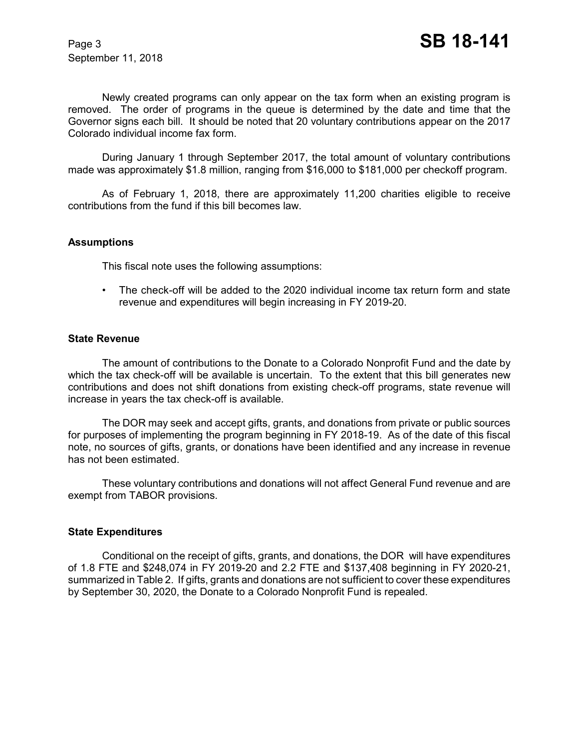Newly created programs can only appear on the tax form when an existing program is removed. The order of programs in the queue is determined by the date and time that the Governor signs each bill. It should be noted that 20 voluntary contributions appear on the 2017 Colorado individual income fax form.

During January 1 through September 2017, the total amount of voluntary contributions made was approximately $1.8 million, ranging from $16,000 to $181,000 per checkoff program.

As of February 1, 2018, there are approximately 11,200 charities eligible to receive contributions from the fund if this bill becomes law.

**Assumptions**

This fiscal note uses the following assumptions:

- The check-off will be added to the 2020 individual income tax return form and state revenue and expenditures will begin increasing in FY 2019-20.

**State Revenue**

The amount of contributions to the Donate to a Colorado Nonprofit Fund and the date by which the tax check-off will be available is uncertain. To the extent that this bill generates new contributions and does not shift donations from existing check-off programs, state revenue will increase in years the tax check-off is available.

The DOR may seek and accept gifts, grants, and donations from private or public sources for purposes of implementing the program beginning in FY 2018-19. As of the date of this fiscal note, no sources of gifts, grants, or donations have been identified and any increase in revenue has not been estimated.

These voluntary contributions and donations will not affect General Fund revenue and are exempt from TABOR provisions.

**State Expenditures**

Conditional on the receipt of gifts, grants, and donations, the DOR will have expenditures of 1.8 FTE and $248,074 in FY 2019-20 and 2.2 FTE and $137,408 beginning in FY 2020-21, summarized in Table 2. If gifts, grants and donations are not sufficient to cover these expenditures by September 30, 2020, the Donate to a Colorado Nonprofit Fund is repealed.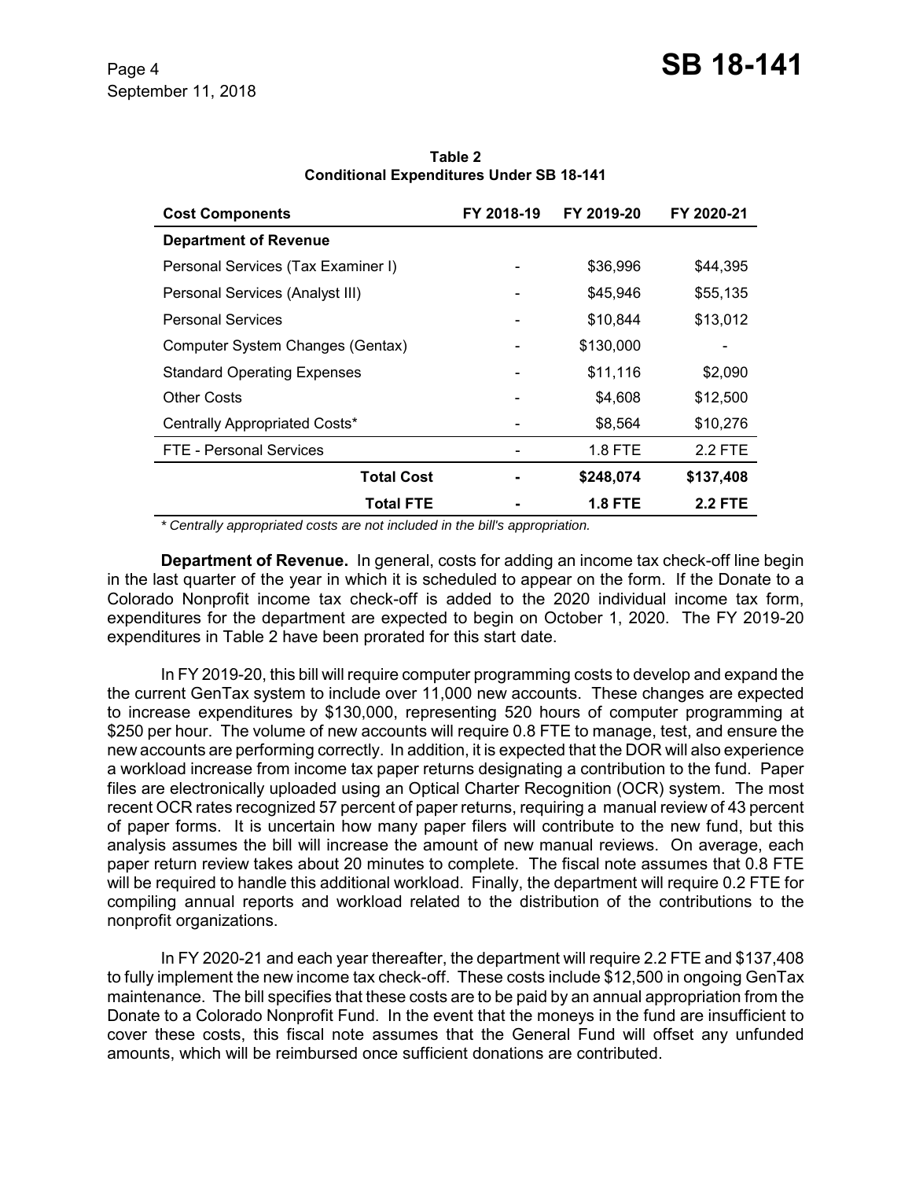**Table 2**
**Conditional Expenditures Under SB 18-141**

| Cost Components | FY 2018-19 | FY 2019-20 | FY 2020-21 |
|---|---|---|---|
| **Department of Revenue** | | | |
| Personal Services (Tax Examiner I) | - | $36,996 | $44,395 |
| Personal Services (Analyst III) | - | $45,946 | $55,135 |
| Personal Services | - | $10,844 | $13,012 |
| Computer System Changes (Gentax) | - | $130,000 | - |
| Standard Operating Expenses | - | $11,116 | $2,090 |
| Other Costs | - | $4,608 | $12,500 |
| Centrally Appropriated Costs* | - | $8,564 | $10,276 |
| FTE - Personal Services | - | 1.8 FTE | 2.2 FTE |
| **Total Cost** | **-** | **$248,074** | **$137,408** |
| **Total FTE** | **-** | **1.8 FTE** | **2.2 FTE** |

*\* Centrally appropriated costs are not included in the bill's appropriation.*

**Department of Revenue.** In general, costs for adding an income tax check-off line begin in the last quarter of the year in which it is scheduled to appear on the form. If the Donate to a Colorado Nonprofit income tax check-off is added to the 2020 individual income tax form, expenditures for the department are expected to begin on October 1, 2020. The FY 2019-20 expenditures in Table 2 have been prorated for this start date.

In FY 2019-20, this bill will require computer programming costs to develop and expand the the current GenTax system to include over 11,000 new accounts. These changes are expected to increase expenditures by $130,000, representing 520 hours of computer programming at $250 per hour. The volume of new accounts will require 0.8 FTE to manage, test, and ensure the new accounts are performing correctly. In addition, it is expected that the DOR will also experience a workload increase from income tax paper returns designating a contribution to the fund. Paper files are electronically uploaded using an Optical Charter Recognition (OCR) system. The most recent OCR rates recognized 57 percent of paper returns, requiring a manual review of 43 percent of paper forms. It is uncertain how many paper filers will contribute to the new fund, but this analysis assumes the bill will increase the amount of new manual reviews. On average, each paper return review takes about 20 minutes to complete. The fiscal note assumes that 0.8 FTE will be required to handle this additional workload. Finally, the department will require 0.2 FTE for compiling annual reports and workload related to the distribution of the contributions to the nonprofit organizations.

In FY 2020-21 and each year thereafter, the department will require 2.2 FTE and $137,408 to fully implement the new income tax check-off. These costs include $12,500 in ongoing GenTax maintenance. The bill specifies that these costs are to be paid by an annual appropriation from the Donate to a Colorado Nonprofit Fund. In the event that the moneys in the fund are insufficient to cover these costs, this fiscal note assumes that the General Fund will offset any unfunded amounts, which will be reimbursed once sufficient donations are contributed.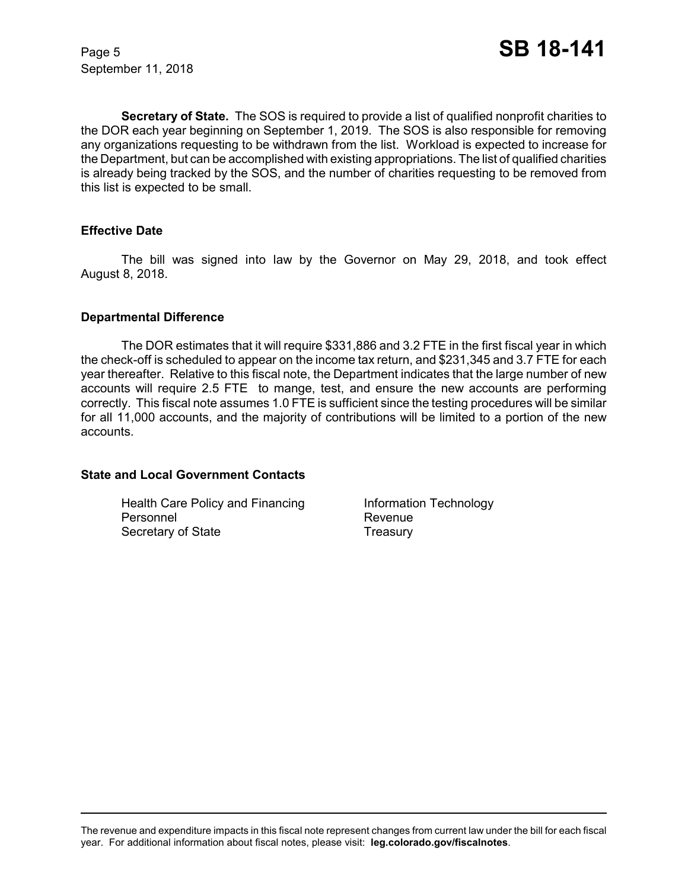**Secretary of State.** The SOS is required to provide a list of qualified nonprofit charities to the DOR each year beginning on September 1, 2019. The SOS is also responsible for removing any organizations requesting to be withdrawn from the list. Workload is expected to increase for the Department, but can be accomplished with existing appropriations. The list of qualified charities is already being tracked by the SOS, and the number of charities requesting to be removed from this list is expected to be small.

### Effective Date

The bill was signed into law by the Governor on May 29, 2018, and took effect August 8, 2018.

### Departmental Difference

The DOR estimates that it will require $331,886 and 3.2 FTE in the first fiscal year in which the check-off is scheduled to appear on the income tax return, and $231,345 and 3.7 FTE for each year thereafter. Relative to this fiscal note, the Department indicates that the large number of new accounts will require 2.5 FTE to mange, test, and ensure the new accounts are performing correctly. This fiscal note assumes 1.0 FTE is sufficient since the testing procedures will be similar for all 11,000 accounts, and the majority of contributions will be limited to a portion of the new accounts.

### State and Local Government Contacts

| | |
|---|---|
| Health Care Policy and Financing | Information Technology |
| Personnel | Revenue |
| Secretary of State | Treasury |

The revenue and expenditure impacts in this fiscal note represent changes from current law under the bill for each fiscal year. For additional information about fiscal notes, please visit: **leg.colorado.gov/fiscalnotes**.